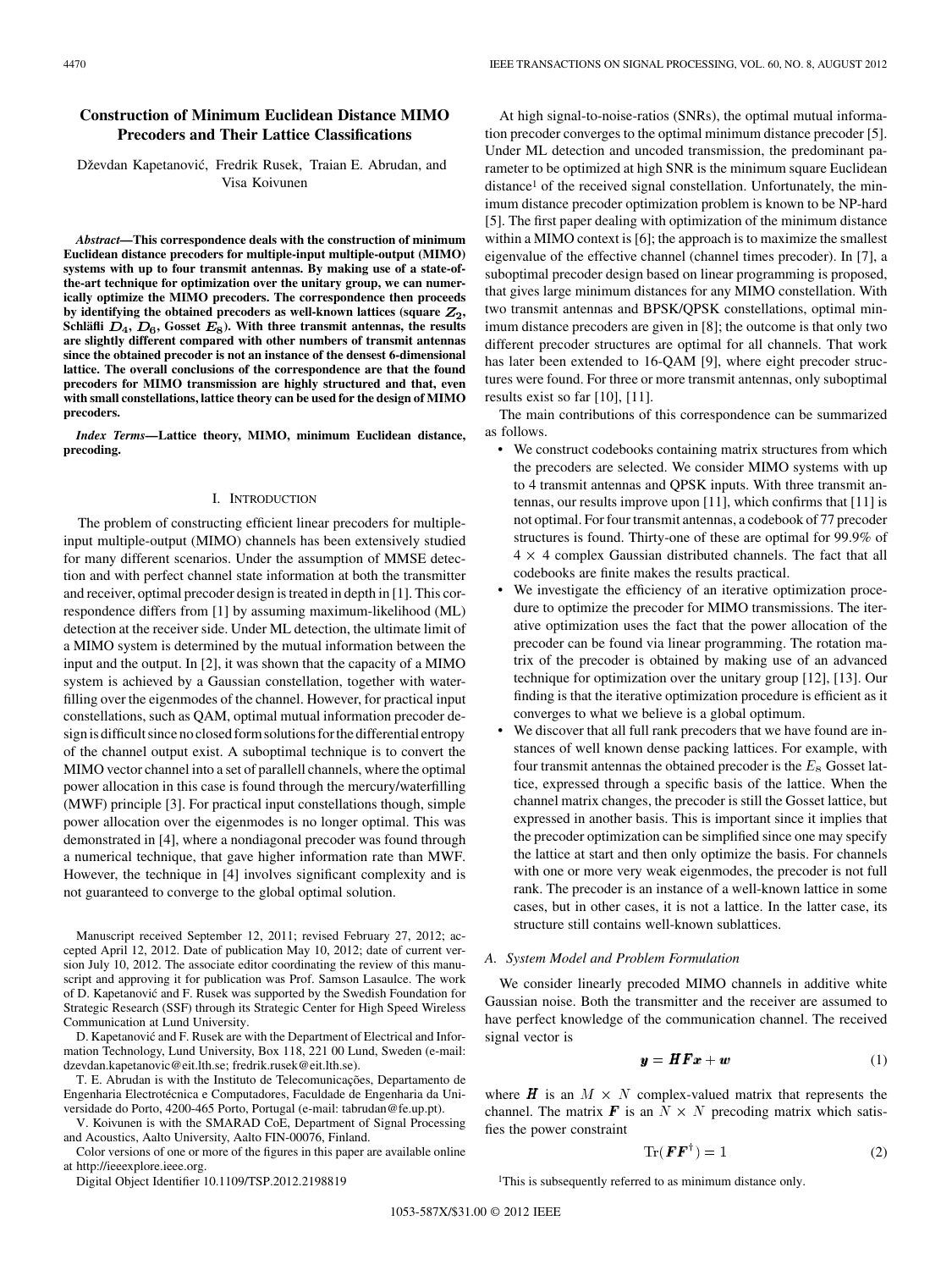# Construction of Minimum Euclidean Distance MIMO Precoders and Their Lattice Classifications

Dževdan Kapetanović, Fredrik Rusek, Traian E. Abrudan, and Visa Koivunen

***Abstract*—This correspondence deals with the construction of minimum Euclidean distance precoders for multiple-input multiple-output (MIMO) systems with up to four transmit antennas. By making use of a state-of-the-art technique for optimization over the unitary group, we can numerically optimize the MIMO precoders. The correspondence then proceeds by identifying the obtained precoders as well-known lattices (square $Z_2$, Schläfli $D_4$, $D_6$, Gosset $E_8$). With three transmit antennas, the results are slightly different compared with other numbers of transmit antennas since the obtained precoder is not an instance of the densest 6-dimensional lattice. The overall conclusions of the correspondence are that the found precoders for MIMO transmission are highly structured and that, even with small constellations, lattice theory can be used for the design of MIMO precoders.**

***Index Terms*—Lattice theory, MIMO, minimum Euclidean distance, precoding.**

## I. Introduction

The problem of constructing efficient linear precoders for multiple-input multiple-output (MIMO) channels has been extensively studied for many different scenarios. Under the assumption of MMSE detection and with perfect channel state information at both the transmitter and receiver, optimal precoder design is treated in depth in [1]. This correspondence differs from [1] by assuming maximum-likelihood (ML) detection at the receiver side. Under ML detection, the ultimate limit of a MIMO system is determined by the mutual information between the input and the output. In [2], it was shown that the capacity of a MIMO system is achieved by a Gaussian constellation, together with waterfilling over the eigenmodes of the channel. However, for practical input constellations, such as QAM, optimal mutual information precoder design is difficult since no closed form solutions for the differential entropy of the channel output exist. A suboptimal technique is to convert the MIMO vector channel into a set of parallell channels, where the optimal power allocation in this case is found through the mercury/waterfilling (MWF) principle [3]. For practical input constellations though, simple power allocation over the eigenmodes is no longer optimal. This was demonstrated in [4], where a nondiagonal precoder was found through a numerical technique, that gave higher information rate than MWF. However, the technique in [4] involves significant complexity and is not guaranteed to converge to the global optimal solution.

Manuscript received September 12, 2011; revised February 27, 2012; accepted April 12, 2012. Date of publication May 10, 2012; date of current version July 10, 2012. The associate editor coordinating the review of this manuscript and approving it for publication was Prof. Samson Lasaulce. The work of D. Kapetanović and F. Rusek was supported by the Swedish Foundation for Strategic Research (SSF) through its Strategic Center for High Speed Wireless Communication at Lund University.

D. Kapetanović and F. Rusek are with the Department of Electrical and Information Technology, Lund University, Box 118, 221 00 Lund, Sweden (e-mail: dzevdan.kapetanovic@eit.lth.se; fredrik.rusek@eit.lth.se).

T. E. Abrudan is with the Instituto de Telecomunicações, Departamento de Engenharia Electrotécnica e Computadores, Faculdade de Engenharia da Universidade do Porto, 4200-465 Porto, Portugal (e-mail: tabrudan@fe.up.pt).

V. Koivunen is with the SMARAD CoE, Department of Signal Processing and Acoustics, Aalto University, Aalto FIN-00076, Finland.

Color versions of one or more of the figures in this paper are available online at http://ieeexplore.ieee.org.

Digital Object Identifier 10.1109/TSP.2012.2198819

At high signal-to-noise-ratios (SNRs), the optimal mutual information precoder converges to the optimal minimum distance precoder [5]. Under ML detection and uncoded transmission, the predominant parameter to be optimized at high SNR is the minimum square Euclidean distance[1] of the received signal constellation. Unfortunately, the minimum distance precoder optimization problem is known to be NP-hard [5]. The first paper dealing with optimization of the minimum distance within a MIMO context is [6]; the approach is to maximize the smallest eigenvalue of the effective channel (channel times precoder). In [7], a suboptimal precoder design based on linear programming is proposed, that gives large minimum distances for any MIMO constellation. With two transmit antennas and BPSK/QPSK constellations, optimal minimum distance precoders are given in [8]; the outcome is that only two different precoder structures are optimal for all channels. That work has later been extended to 16-QAM [9], where eight precoder structures were found. For three or more transmit antennas, only suboptimal results exist so far [10], [11].

The main contributions of this correspondence can be summarized as follows.

- We construct codebooks containing matrix structures from which the precoders are selected. We consider MIMO systems with up to 4 transmit antennas and QPSK inputs. With three transmit antennas, our results improve upon [11], which confirms that [11] is not optimal. For four transmit antennas, a codebook of 77 precoder structures is found. Thirty-one of these are optimal for 99.9% of $4 \times 4$ complex Gaussian distributed channels. The fact that all codebooks are finite makes the results practical.
- We investigate the efficiency of an iterative optimization procedure to optimize the precoder for MIMO transmissions. The iterative optimization uses the fact that the power allocation of the precoder can be found via linear programming. The rotation matrix of the precoder is obtained by making use of an advanced technique for optimization over the unitary group [12], [13]. Our finding is that the iterative optimization procedure is efficient as it converges to what we believe is a global optimum.
- We discover that all full rank precoders that we have found are instances of well known dense packing lattices. For example, with four transmit antennas the obtained precoder is the $E_8$ Gosset lattice, expressed through a specific basis of the lattice. When the channel matrix changes, the precoder is still the Gosset lattice, but expressed in another basis. This is important since it implies that the precoder optimization can be simplified since one may specify the lattice at start and then only optimize the basis. For channels with one or more very weak eigenmodes, the precoder is not full rank. The precoder is an instance of a well-known lattice in some cases, but in other cases, it is not a lattice. In the latter case, its structure still contains well-known sublattices.

### A. System Model and Problem Formulation

We consider linearly precoded MIMO channels in additive white Gaussian noise. Both the transmitter and the receiver are assumed to have perfect knowledge of the communication channel. The received signal vector is

$$\boldsymbol{y} = \boldsymbol{H}\boldsymbol{F}\boldsymbol{x} + \boldsymbol{w} \tag{1}$$

where $\boldsymbol{H}$ is an $M \times N$ complex-valued matrix that represents the channel. The matrix $\boldsymbol{F}$ is an $N \times N$ precoding matrix which satisfies the power constraint

$$\mathrm{Tr}(\boldsymbol{F}\boldsymbol{F}^{\dagger}) = 1 \tag{2}$$

[1]This is subsequently referred to as minimum distance only.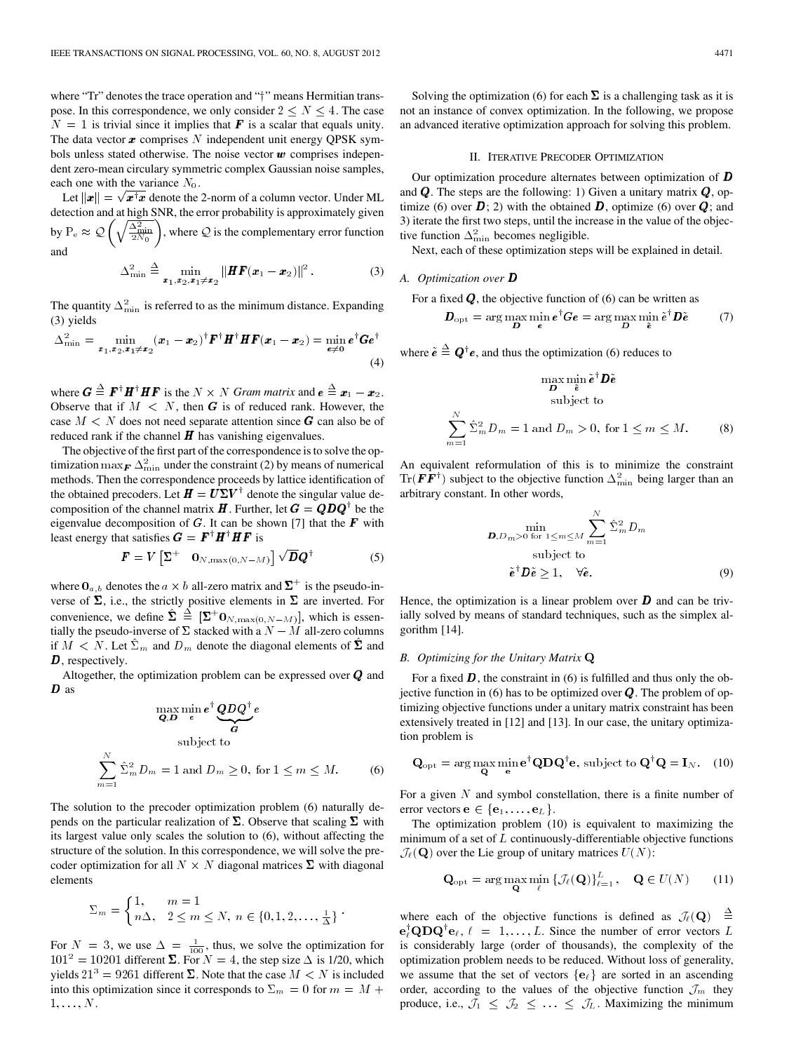where "Tr" denotes the trace operation and "†" means Hermitian transpose. In this correspondence, we only consider $2 \le N \le 4$. The case $N = 1$ is trivial since it implies that $\boldsymbol{F}$ is a scalar that equals unity. The data vector $\boldsymbol{x}$ comprises $N$ independent unit energy QPSK symbols unless stated otherwise. The noise vector $\boldsymbol{w}$ comprises independent zero-mean circulary symmetric complex Gaussian noise samples, each one with the variance $N_0$.

Let $\|\boldsymbol{x}\| = \sqrt{\boldsymbol{x}^\dagger \boldsymbol{x}}$ denote the 2-norm of a column vector. Under ML detection and at high SNR, the error probability is approximately given by $\mathrm{P_e} \approx \mathcal{Q}\left(\sqrt{\frac{\Delta^2_{\min}}{2N_0}}\right)$, where $\mathcal{Q}$ is the complementary error function and

$$\Delta^2_{\min} \triangleq \min_{\boldsymbol{x}_1, \boldsymbol{x}_2, \boldsymbol{x}_1 \neq \boldsymbol{x}_2} \|\boldsymbol{H}\boldsymbol{F}(\boldsymbol{x}_1 - \boldsymbol{x}_2)\|^2. \tag{3}$$

The quantity $\Delta^2_{\min}$ is referred to as the minimum distance. Expanding (3) yields

$$\Delta^2_{\min} = \min_{\boldsymbol{x}_1, \boldsymbol{x}_2, \boldsymbol{x}_1 \neq \boldsymbol{x}_2} (\boldsymbol{x}_1 - \boldsymbol{x}_2)^\dagger \boldsymbol{F}^\dagger \boldsymbol{H}^\dagger \boldsymbol{H} \boldsymbol{F} (\boldsymbol{x}_1 - \boldsymbol{x}_2) = \min_{\boldsymbol{e} \neq \boldsymbol{0}} \boldsymbol{e}^\dagger \boldsymbol{G} \boldsymbol{e}^\dagger \tag{4}$$

where $\boldsymbol{G} \triangleq \boldsymbol{F}^\dagger \boldsymbol{H}^\dagger \boldsymbol{H} \boldsymbol{F}$ is the $N \times N$ *Gram matrix* and $\boldsymbol{e} \triangleq \boldsymbol{x}_1 - \boldsymbol{x}_2$. Observe that if $M < N$, then $\boldsymbol{G}$ is of reduced rank. However, the case $M < N$ does not need separate attention since $\boldsymbol{G}$ can also be of reduced rank if the channel $\boldsymbol{H}$ has vanishing eigenvalues.

The objective of the first part of the correspondence is to solve the optimization $\max_{\boldsymbol{F}} \Delta^2_{\min}$ under the constraint (2) by means of numerical methods. Then the correspondence proceeds by lattice identification of the obtained precoders. Let $\boldsymbol{H} = \boldsymbol{U}\boldsymbol{\Sigma}\boldsymbol{V}^\dagger$ denote the singular value decomposition of the channel matrix $\boldsymbol{H}$. Further, let $\boldsymbol{G} = \boldsymbol{Q}\boldsymbol{D}\boldsymbol{Q}^\dagger$ be the eigenvalue decomposition of $\boldsymbol{G}$. It can be shown [7] that the $\boldsymbol{F}$ with least energy that satisfies $\boldsymbol{G} = \boldsymbol{F}^\dagger \boldsymbol{H}^\dagger \boldsymbol{H} \boldsymbol{F}$ is

$$\boldsymbol{F} = \boldsymbol{V}\left[\boldsymbol{\Sigma}^+ \quad \boldsymbol{0}_{N, \max(0, N-M)}\right] \sqrt{\boldsymbol{D}} \boldsymbol{Q}^\dagger \tag{5}$$

where $\boldsymbol{0}_{a,b}$ denotes the $a \times b$ all-zero matrix and $\boldsymbol{\Sigma}^+$ is the pseudo-inverse of $\boldsymbol{\Sigma}$, i.e., the strictly positive elements in $\boldsymbol{\Sigma}$ are inverted. For convenience, we define $\hat{\boldsymbol{\Sigma}} \triangleq [\boldsymbol{\Sigma}^+ \boldsymbol{0}_{N, \max(0, N-M)}]$, which is essentially the pseudo-inverse of $\Sigma$ stacked with a $N - M$ all-zero columns if $M < N$. Let $\hat{\Sigma}_m$ and $D_m$ denote the diagonal elements of $\hat{\boldsymbol{\Sigma}}$ and $\boldsymbol{D}$, respectively.

Altogether, the optimization problem can be expressed over $\boldsymbol{Q}$ and $\boldsymbol{D}$ as

$$\max_{\boldsymbol{Q}, \boldsymbol{D}} \min_{\boldsymbol{e}} \boldsymbol{e}^\dagger \underbrace{\boldsymbol{Q}\boldsymbol{D}\boldsymbol{Q}^\dagger}_{\boldsymbol{G}} \boldsymbol{e}$$
$$\text{subject to}$$
$$\sum_{m=1}^{N} \hat{\Sigma}^2_m D_m = 1 \text{ and } D_m \ge 0, \text{ for } 1 \le m \le M. \tag{6}$$

The solution to the precoder optimization problem (6) naturally depends on the particular realization of $\boldsymbol{\Sigma}$. Observe that scaling $\boldsymbol{\Sigma}$ with its largest value only scales the solution to (6), without affecting the structure of the solution. In this correspondence, we will solve the precoder optimization for all $N \times N$ diagonal matrices $\boldsymbol{\Sigma}$ with diagonal elements

$$\Sigma_m = \begin{cases} 1, & m = 1 \\ n\Delta, & 2 \le m \le N, \; n \in \{0, 1, 2, \ldots, \frac{1}{\Delta}\} \end{cases}.$$

For $N = 3$, we use $\Delta = \frac{1}{100}$, thus, we solve the optimization for $101^2 = 10201$ different $\boldsymbol{\Sigma}$. For $N = 4$, the step size $\Delta$ is 1/20, which yields $21^3 = 9261$ different $\boldsymbol{\Sigma}$. Note that the case $M < N$ is included into this optimization since it corresponds to $\Sigma_m = 0$ for $m = M + 1, \ldots, N$.

Solving the optimization (6) for each $\boldsymbol{\Sigma}$ is a challenging task as it is not an instance of convex optimization. In the following, we propose an advanced iterative optimization approach for solving this problem.

## II. Iterative Precoder Optimization

Our optimization procedure alternates between optimization of $\boldsymbol{D}$ and $\boldsymbol{Q}$. The steps are the following: 1) Given a unitary matrix $\boldsymbol{Q}$, optimize (6) over $\boldsymbol{D}$; 2) with the obtained $\boldsymbol{D}$, optimize (6) over $\boldsymbol{Q}$; and 3) iterate the first two steps, until the increase in the value of the objective function $\Delta^2_{\min}$ becomes negligible.

Next, each of these optimization steps will be explained in detail.

### A. Optimization over $\boldsymbol{D}$

For a fixed $\boldsymbol{Q}$, the objective function of (6) can be written as

$$\boldsymbol{D}_{\text{opt}} = \arg\max_{\boldsymbol{D}} \min_{\boldsymbol{e}} \boldsymbol{e}^\dagger \boldsymbol{G} \boldsymbol{e} = \arg\max_{\boldsymbol{D}} \min_{\tilde{\boldsymbol{e}}} \tilde{\boldsymbol{e}}^\dagger \boldsymbol{D} \tilde{\boldsymbol{e}} \tag{7}$$

where $\tilde{\boldsymbol{e}} \triangleq \boldsymbol{Q}^\dagger \boldsymbol{e}$, and thus the optimization (6) reduces to

$$\max_{\boldsymbol{D}} \min_{\tilde{\boldsymbol{e}}} \tilde{\boldsymbol{e}}^\dagger \boldsymbol{D} \tilde{\boldsymbol{e}}$$
$$\text{subject to}$$
$$\sum_{m=1}^{N} \hat{\Sigma}^2_m D_m = 1 \text{ and } D_m > 0, \text{ for } 1 \le m \le M. \tag{8}$$

An equivalent reformulation of this is to minimize the constraint $\mathrm{Tr}(\boldsymbol{F}\boldsymbol{F}^\dagger)$ subject to the objective function $\Delta^2_{\min}$ being larger than an arbitrary constant. In other words,

$$\min_{\boldsymbol{D}, D_m > 0 \text{ for } 1 \le m \le M} \sum_{m=1}^{N} \hat{\Sigma}^2_m D_m$$
$$\text{subject to}$$
$$\tilde{\boldsymbol{e}}^\dagger \boldsymbol{D} \tilde{\boldsymbol{e}} \ge 1, \quad \forall \tilde{\boldsymbol{e}}. \tag{9}$$

Hence, the optimization is a linear problem over $\boldsymbol{D}$ and can be trivially solved by means of standard techniques, such as the simplex algorithm [14].

### B. Optimizing for the Unitary Matrix $\mathbf{Q}$

For a fixed $\boldsymbol{D}$, the constraint in (6) is fulfilled and thus only the objective function in (6) has to be optimized over $\boldsymbol{Q}$. The problem of optimizing objective functions under a unitary matrix constraint has been extensively treated in [12] and [13]. In our case, the unitary optimization problem is

$$\mathbf{Q}_{\text{opt}} = \arg\max_{\mathbf{Q}} \min_{\mathbf{e}} \mathbf{e}^\dagger \mathbf{Q}\mathbf{D}\mathbf{Q}^\dagger \mathbf{e}, \text{ subject to } \mathbf{Q}^\dagger \mathbf{Q} = \mathbf{I}_N. \tag{10}$$

For a given $N$ and symbol constellation, there is a finite number of error vectors $\mathbf{e} \in \{\mathbf{e}_1, \ldots, \mathbf{e}_L\}$.

The optimization problem (10) is equivalent to maximizing the minimum of a set of $L$ continuously-differentiable objective functions $\mathcal{J}_\ell(\mathbf{Q})$ over the Lie group of unitary matrices $U(N)$:

$$\mathbf{Q}_{\text{opt}} = \arg\max_{\mathbf{Q}} \min_{\ell} \{\mathcal{J}_\ell(\mathbf{Q})\}_{\ell=1}^{L}, \quad \mathbf{Q} \in U(N) \tag{11}$$

where each of the objective functions is defined as $\mathcal{J}_\ell(\mathbf{Q}) \triangleq \mathbf{e}_\ell^\dagger \mathbf{Q}\mathbf{D}\mathbf{Q}^\dagger \mathbf{e}_\ell$, $\ell = 1, \ldots, L$. Since the number of error vectors $L$ is considerably large (order of thousands), the complexity of the optimization problem needs to be reduced. Without loss of generality, we assume that the set of vectors $\{\mathbf{e}_\ell\}$ are sorted in an ascending order, according to the values of the objective function $\mathcal{J}_m$ they produce, i.e., $\mathcal{J}_1 \le \mathcal{J}_2 \le \ldots \le \mathcal{J}_L$. Maximizing the minimum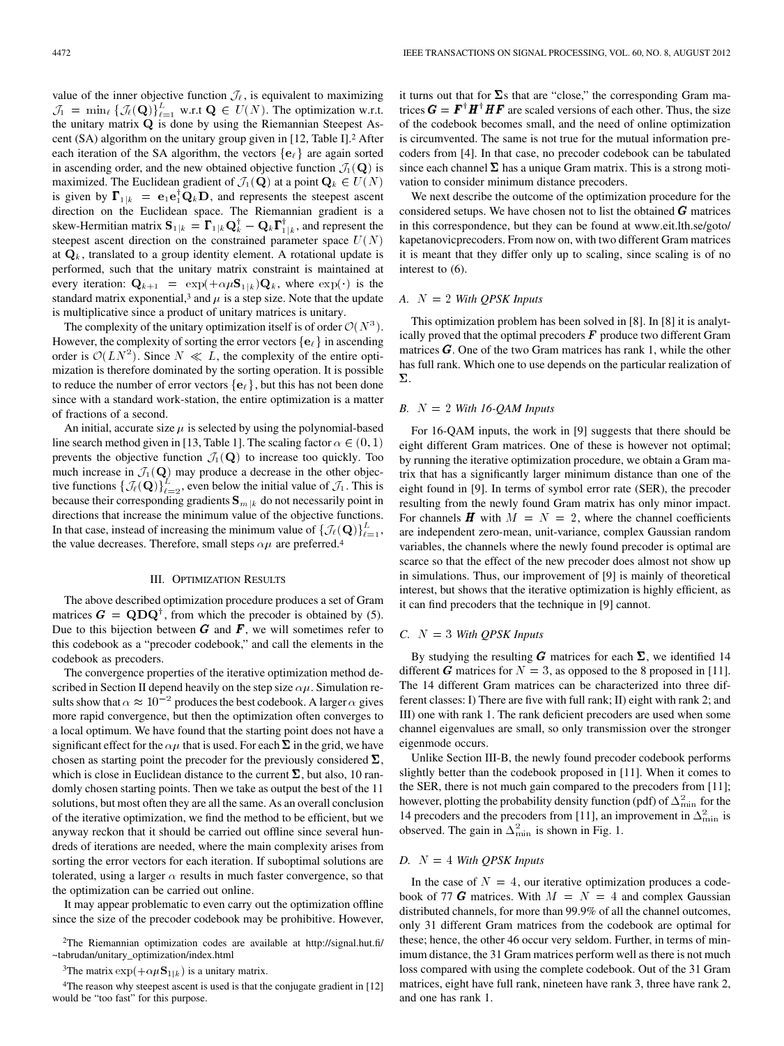value of the inner objective function $\mathcal{J}_\ell$, is equivalent to maximizing $\mathcal{J}_1 = \min_\ell \{\mathcal{J}_\ell(\mathbf{Q})\}_{\ell=1}^{L}$ w.r.t $\mathbf{Q} \in U(N)$. The optimization w.r.t. the unitary matrix $\mathbf{Q}$ is done by using the Riemannian Steepest Ascent (SA) algorithm on the unitary group given in [12, Table I].[2] After each iteration of the SA algorithm, the vectors $\{\mathbf{e}_\ell\}$ are again sorted in ascending order, and the new obtained objective function $\mathcal{J}_1(\mathbf{Q})$ is maximized. The Euclidean gradient of $\mathcal{J}_1(\mathbf{Q})$ at a point $\mathbf{Q}_k \in U(N)$ is given by $\mathbf{\Gamma}_{1|k} = \mathbf{e}_1\mathbf{e}_1^\dagger \mathbf{Q}_k \mathbf{D}$, and represents the steepest ascent direction on the Euclidean space. The Riemannian gradient is a skew-Hermitian matrix $\mathbf{S}_{1|k} = \mathbf{\Gamma}_{1|k}\mathbf{Q}_k^\dagger - \mathbf{Q}_k\mathbf{\Gamma}_{1|k}^\dagger$, and represent the steepest ascent direction on the constrained parameter space $U(N)$ at $\mathbf{Q}_k$, translated to a group identity element. A rotational update is performed, such that the unitary matrix constraint is maintained at every iteration: $\mathbf{Q}_{k+1} = \exp(+\alpha\mu\mathbf{S}_{1|k})\mathbf{Q}_k$, where $\exp(\cdot)$ is the standard matrix exponential,[3] and $\mu$ is a step size. Note that the update is multiplicative since a product of unitary matrices is unitary.

The complexity of the unitary optimization itself is of order $\mathcal{O}(N^3)$. However, the complexity of sorting the error vectors $\{\mathbf{e}_\ell\}$ in ascending order is $\mathcal{O}(LN^2)$. Since $N \ll L$, the complexity of the entire optimization is therefore dominated by the sorting operation. It is possible to reduce the number of error vectors $\{\mathbf{e}_\ell\}$, but this has not been done since with a standard work-station, the entire optimization is a matter of fractions of a second.

An initial, accurate size $\mu$ is selected by using the polynomial-based line search method given in [13, Table 1]. The scaling factor $\alpha \in (0,1)$ prevents the objective function $\mathcal{J}_1(\mathbf{Q})$ to increase too quickly. Too much increase in $\mathcal{J}_1(\mathbf{Q})$ may produce a decrease in the other objective functions $\{\mathcal{J}_\ell(\mathbf{Q})\}_{\ell=2}^{L}$, even below the initial value of $\mathcal{J}_1$. This is because their corresponding gradients $\mathbf{S}_{m|k}$ do not necessarily point in directions that increase the minimum value of the objective functions. In that case, instead of increasing the minimum value of $\{\mathcal{J}_\ell(\mathbf{Q})\}_{\ell=1}^{L}$, the value decreases. Therefore, small steps $\alpha\mu$ are preferred.[4]

## III. Optimization Results

The above described optimization procedure produces a set of Gram matrices $\boldsymbol{G} = \mathbf{Q}\mathbf{D}\mathbf{Q}^\dagger$, from which the precoder is obtained by (5). Due to this bijection between $\boldsymbol{G}$ and $\boldsymbol{F}$, we will sometimes refer to this codebook as a "precoder codebook," and call the elements in the codebook as precoders.

The convergence properties of the iterative optimization method described in Section II depend heavily on the step size $\alpha\mu$. Simulation results show that $\alpha \approx 10^{-2}$ produces the best codebook. A larger $\alpha$ gives more rapid convergence, but then the optimization often converges to a local optimum. We have found that the starting point does not have a significant effect for the $\alpha\mu$ that is used. For each $\mathbf{\Sigma}$ in the grid, we have chosen as starting point the precoder for the previously considered $\mathbf{\Sigma}$, which is close in Euclidean distance to the current $\mathbf{\Sigma}$, but also, 10 randomly chosen starting points. Then we take as output the best of the 11 solutions, but most often they are all the same. As an overall conclusion of the iterative optimization, we find the method to be efficient, but we anyway reckon that it should be carried out offline since several hundreds of iterations are needed, where the main complexity arises from sorting the error vectors for each iteration. If suboptimal solutions are tolerated, using a larger $\alpha$ results in much faster convergence, so that the optimization can be carried out online.

It may appear problematic to even carry out the optimization offline since the size of the precoder codebook may be prohibitive. However, it turns out that for $\mathbf{\Sigma}$s that are "close," the corresponding Gram matrices $\boldsymbol{G} = \boldsymbol{F}^\dagger\boldsymbol{H}^\dagger\boldsymbol{H}\boldsymbol{F}$ are scaled versions of each other. Thus, the size of the codebook becomes small, and the need of online optimization is circumvented. The same is not true for the mutual information precoders from [4]. In that case, no precoder codebook can be tabulated since each channel $\mathbf{\Sigma}$ has a unique Gram matrix. This is a strong motivation to consider minimum distance precoders.

We next describe the outcome of the optimization procedure for the considered setups. We have chosen not to list the obtained $\boldsymbol{G}$ matrices in this correspondence, but they can be found at www.eit.lth.se/goto/kapetanovicprecoders. From now on, with two different Gram matrices it is meant that they differ only up to scaling, since scaling is of no interest to (6).

### A. $N = 2$ With QPSK Inputs

This optimization problem has been solved in [8]. In [8] it is analytically proved that the optimal precoders $\boldsymbol{F}$ produce two different Gram matrices $\boldsymbol{G}$. One of the two Gram matrices has rank 1, while the other has full rank. Which one to use depends on the particular realization of $\mathbf{\Sigma}$.

### B. $N = 2$ With 16-QAM Inputs

For 16-QAM inputs, the work in [9] suggests that there should be eight different Gram matrices. One of these is however not optimal; by running the iterative optimization procedure, we obtain a Gram matrix that has a significantly larger minimum distance than one of the eight found in [9]. In terms of symbol error rate (SER), the precoder resulting from the newly found Gram matrix has only minor impact. For channels $\boldsymbol{H}$ with $M = N = 2$, where the channel coefficients are independent zero-mean, unit-variance, complex Gaussian random variables, the channels where the newly found precoder is optimal are scarce so that the effect of the new precoder does almost not show up in simulations. Thus, our improvement of [9] is mainly of theoretical interest, but shows that the iterative optimization is highly efficient, as it can find precoders that the technique in [9] cannot.

### C. $N = 3$ With QPSK Inputs

By studying the resulting $\boldsymbol{G}$ matrices for each $\mathbf{\Sigma}$, we identified 14 different $\boldsymbol{G}$ matrices for $N = 3$, as opposed to the 8 proposed in [11]. The 14 different Gram matrices can be characterized into three different classes: I) There are five with full rank; II) eight with rank 2; and III) one with rank 1. The rank deficient precoders are used when some channel eigenvalues are small, so only transmission over the stronger eigenmode occurs.

Unlike Section III-B, the newly found precoder codebook performs slightly better than the codebook proposed in [11]. When it comes to the SER, there is not much gain compared to the precoders from [11]; however, plotting the probability density function (pdf) of $\Delta_{\min}^2$ for the 14 precoders and the precoders from [11], an improvement in $\Delta_{\min}^2$ is observed. The gain in $\Delta_{\min}^2$ is shown in Fig. 1.

### D. $N = 4$ With QPSK Inputs

In the case of $N = 4$, our iterative optimization produces a codebook of 77 $\boldsymbol{G}$ matrices. With $M = N = 4$ and complex Gaussian distributed channels, for more than 99.9% of all the channel outcomes, only 31 different Gram matrices from the codebook are optimal for these; hence, the other 46 occur very seldom. Further, in terms of minimum distance, the 31 Gram matrices perform well as there is not much loss compared with using the complete codebook. Out of the 31 Gram matrices, eight have full rank, nineteen have rank 3, three have rank 2, and one has rank 1.

[2] The Riemannian optimization codes are available at http://signal.hut.fi/~tabrudan/unitary_optimization/index.html

[3] The matrix $\exp(+\alpha\mu\mathbf{S}_{1|k})$ is a unitary matrix.

[4] The reason why steepest ascent is used is that the conjugate gradient in [12] would be "too fast" for this purpose.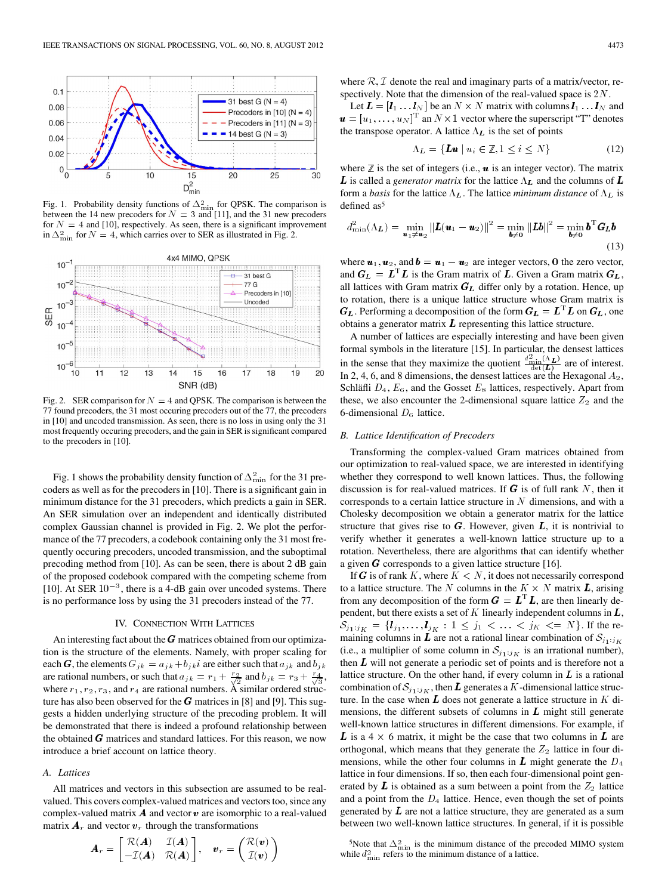Fig. 1. Probability density functions of $\Delta^2_{\min}$ for QPSK. The comparison is between the 14 new precoders for $N = 3$ and [11], and the 31 new precoders for $N = 4$ and [10], respectively. As seen, there is a significant improvement in $\Delta^2_{\min}$ for $N = 4$, which carries over to SER as illustrated in Fig. 2.

Fig. 2. SER comparison for $N = 4$ and QPSK. The comparison is between the 77 found precoders, the 31 most occuring precoders out of the 77, the precoders in [10] and uncoded transmission. As seen, there is no loss in using only the 31 most frequently occuring precoders, and the gain in SER is significant compared to the precoders in [10].

Fig. 1 shows the probability density function of $\Delta^2_{\min}$ for the 31 precoders as well as for the precoders in [10]. There is a significant gain in minimum distance for the 31 precoders, which predicts a gain in SER. An SER simulation over an independent and identically distributed complex Gaussian channel is provided in Fig. 2. We plot the performance of the 77 precoders, a codebook containing only the 31 most frequently occuring precoders, uncoded transmission, and the suboptimal precoding method from [10]. As can be seen, there is about 2 dB gain of the proposed codebook compared with the competing scheme from [10]. At SER $10^{-3}$, there is a 4-dB gain over uncoded systems. There is no performance loss by using the 31 precoders instead of the 77.

## IV. Connection With Lattices

An interesting fact about the $\boldsymbol{G}$ matrices obtained from our optimization is the structure of the elements. Namely, with proper scaling for each $\boldsymbol{G}$, the elements $G_{jk} = a_{jk} + b_{jk}i$ are either such that $a_{jk}$ and $b_{jk}$ are rational numbers, or such that $a_{jk} = r_1 + \frac{r_2}{\sqrt{2}}$ and $b_{jk} = r_3 + \frac{r_4}{\sqrt{3}}$, where $r_1, r_2, r_3$, and $r_4$ are rational numbers. A similar ordered structure has also been observed for the $\boldsymbol{G}$ matrices in [8] and [9]. This suggests a hidden underlying structure of the precoding problem. It will be demonstrated that there is indeed a profound relationship between the obtained $\boldsymbol{G}$ matrices and standard lattices. For this reason, we now introduce a brief account on lattice theory.

### A. Lattices

All matrices and vectors in this subsection are assumed to be real-valued. This covers complex-valued matrices and vectors too, since any complex-valued matrix $\boldsymbol{A}$ and vector $\boldsymbol{v}$ are isomorphic to a real-valued matrix $\boldsymbol{A}_r$ and vector $\boldsymbol{v}_r$ through the transformations

$$\boldsymbol{A}_r = \begin{bmatrix} \mathcal{R}(\boldsymbol{A}) & \mathcal{I}(\boldsymbol{A}) \\ -\mathcal{I}(\boldsymbol{A}) & \mathcal{R}(\boldsymbol{A}) \end{bmatrix}, \quad \boldsymbol{v}_r = \begin{pmatrix} \mathcal{R}(\boldsymbol{v}) \\ \mathcal{I}(\boldsymbol{v}) \end{pmatrix}$$

where $\mathcal{R}, \mathcal{I}$ denote the real and imaginary parts of a matrix/vector, respectively. Note that the dimension of the real-valued space is $2N$.

Let $\boldsymbol{L} = [\boldsymbol{l}_1 \ldots \boldsymbol{l}_N]$ be an $N \times N$ matrix with columns $\boldsymbol{l}_1 \ldots \boldsymbol{l}_N$ and $\boldsymbol{u} = [u_1, \ldots, u_N]^{\mathrm{T}}$ an $N \times 1$ vector where the superscript "T" denotes the transpose operator. A lattice $\Lambda_{\boldsymbol{L}}$ is the set of points

$$\Lambda_{\boldsymbol{L}} = \{\boldsymbol{L}\boldsymbol{u} \mid u_i \in \mathbb{Z}, 1 \leq i \leq N\} \tag{12}$$

where $\mathbb{Z}$ is the set of integers (i.e., $\boldsymbol{u}$ is an integer vector). The matrix $\boldsymbol{L}$ is called a *generator matrix* for the lattice $\Lambda_{\boldsymbol{L}}$ and the columns of $\boldsymbol{L}$ form a *basis* for the lattice $\Lambda_{\boldsymbol{L}}$. The lattice *minimum distance* of $\Lambda_{\boldsymbol{L}}$ is defined as[5]

$$d^2_{\min}(\Lambda_{\boldsymbol{L}}) = \min_{\boldsymbol{u}_1 \neq \boldsymbol{u}_2} \|\boldsymbol{L}(\boldsymbol{u}_1 - \boldsymbol{u}_2)\|^2 = \min_{\boldsymbol{b} \neq \boldsymbol{0}} \|\boldsymbol{L}\boldsymbol{b}\|^2 = \min_{\boldsymbol{b} \neq \boldsymbol{0}} \boldsymbol{b}^{\mathrm{T}} \boldsymbol{G}_{\boldsymbol{L}} \boldsymbol{b} \tag{13}$$

where $\boldsymbol{u}_1, \boldsymbol{u}_2$, and $\boldsymbol{b} = \boldsymbol{u}_1 - \boldsymbol{u}_2$ are integer vectors, $\boldsymbol{0}$ the zero vector, and $\boldsymbol{G}_{\boldsymbol{L}} = \boldsymbol{L}^{\mathrm{T}}\boldsymbol{L}$ is the Gram matrix of $\boldsymbol{L}$. Given a Gram matrix $\boldsymbol{G}_{\boldsymbol{L}}$, all lattices with Gram matrix $\boldsymbol{G}_{\boldsymbol{L}}$ differ only by a rotation. Hence, up to rotation, there is a unique lattice structure whose Gram matrix is $\boldsymbol{G}_{\boldsymbol{L}}$. Performing a decomposition of the form $\boldsymbol{G}_{\boldsymbol{L}} = \boldsymbol{L}^{\mathrm{T}}\boldsymbol{L}$ on $\boldsymbol{G}_{\boldsymbol{L}}$, one obtains a generator matrix $\boldsymbol{L}$ representing this lattice structure.

A number of lattices are especially interesting and have been given formal symbols in the literature [15]. In particular, the densest lattices in the sense that they maximize the quotient $\frac{d^2_{\min}(\Lambda_{\boldsymbol{L}})}{\det(\boldsymbol{L})}$ are of interest. In 2, 4, 6, and 8 dimensions, the densest lattices are the Hexagonal $A_2$, Schläfli $D_4$, $E_6$, and the Gosset $E_8$ lattices, respectively. Apart from these, we also encounter the 2-dimensional square lattice $Z_2$ and the 6-dimensional $D_6$ lattice.

### B. Lattice Identification of Precoders

Transforming the complex-valued Gram matrices obtained from our optimization to real-valued space, we are interested in identifying whether they correspond to well known lattices. Thus, the following discussion is for real-valued matrices. If $\boldsymbol{G}$ is of full rank $N$, then it corresponds to a certain lattice structure in $N$ dimensions, and with a Cholesky decomposition we obtain a generator matrix for the lattice structure that gives rise to $\boldsymbol{G}$. However, given $\boldsymbol{L}$, it is nontrivial to verify whether it generates a well-known lattice structure up to a rotation. Nevertheless, there are algorithms that can identify whether a given $\boldsymbol{G}$ corresponds to a given lattice structure [16].

If $\boldsymbol{G}$ is of rank $K$, where $K < N$, it does not necessarily correspond to a lattice structure. The $N$ columns in the $K \times N$ matrix $\boldsymbol{L}$, arising from any decomposition of the form $\boldsymbol{G} = \boldsymbol{L}^{\mathrm{T}}\boldsymbol{L}$, are then linearly dependent, but there exists a set of $K$ linearly independent columns in $\boldsymbol{L}$, $\mathcal{S}_{j_1:j_K} = \{\boldsymbol{l}_{j_1}, \ldots, \boldsymbol{l}_{j_K} : 1 \leq j_1 < \ldots < j_K <= N\}$. If the remaining columns in $\boldsymbol{L}$ are not a rational linear combination of $\mathcal{S}_{j_1:j_K}$ (i.e., a multiplier of some column in $\mathcal{S}_{j_1:j_K}$ is an irrational number), then $\boldsymbol{L}$ will not generate a periodic set of points and is therefore not a lattice structure. On the other hand, if every column in $\boldsymbol{L}$ is a rational combination of $\mathcal{S}_{j_1:j_K}$, then $\boldsymbol{L}$ generates a $K$-dimensional lattice structure. In the case when $\boldsymbol{L}$ does not generate a lattice structure in $K$ dimensions, the different subsets of columns in $\boldsymbol{L}$ might still generate well-known lattice structures in different dimensions. For example, if $\boldsymbol{L}$ is a $4 \times 6$ matrix, it might be the case that two columns in $\boldsymbol{L}$ are orthogonal, which means that they generate the $Z_2$ lattice in four dimensions, while the other four columns in $\boldsymbol{L}$ might generate the $D_4$ lattice in four dimensions. If so, then each four-dimensional point generated by $\boldsymbol{L}$ is obtained as a sum between a point from the $Z_2$ lattice and a point from the $D_4$ lattice. Hence, even though the set of points generated by $\boldsymbol{L}$ are not a lattice structure, they are generated as a sum between two well-known lattice structures. In general, if it is possible

[5] Note that $\Delta^2_{\min}$ is the minimum distance of the precoded MIMO system while $d^2_{\min}$ refers to the minimum distance of a lattice.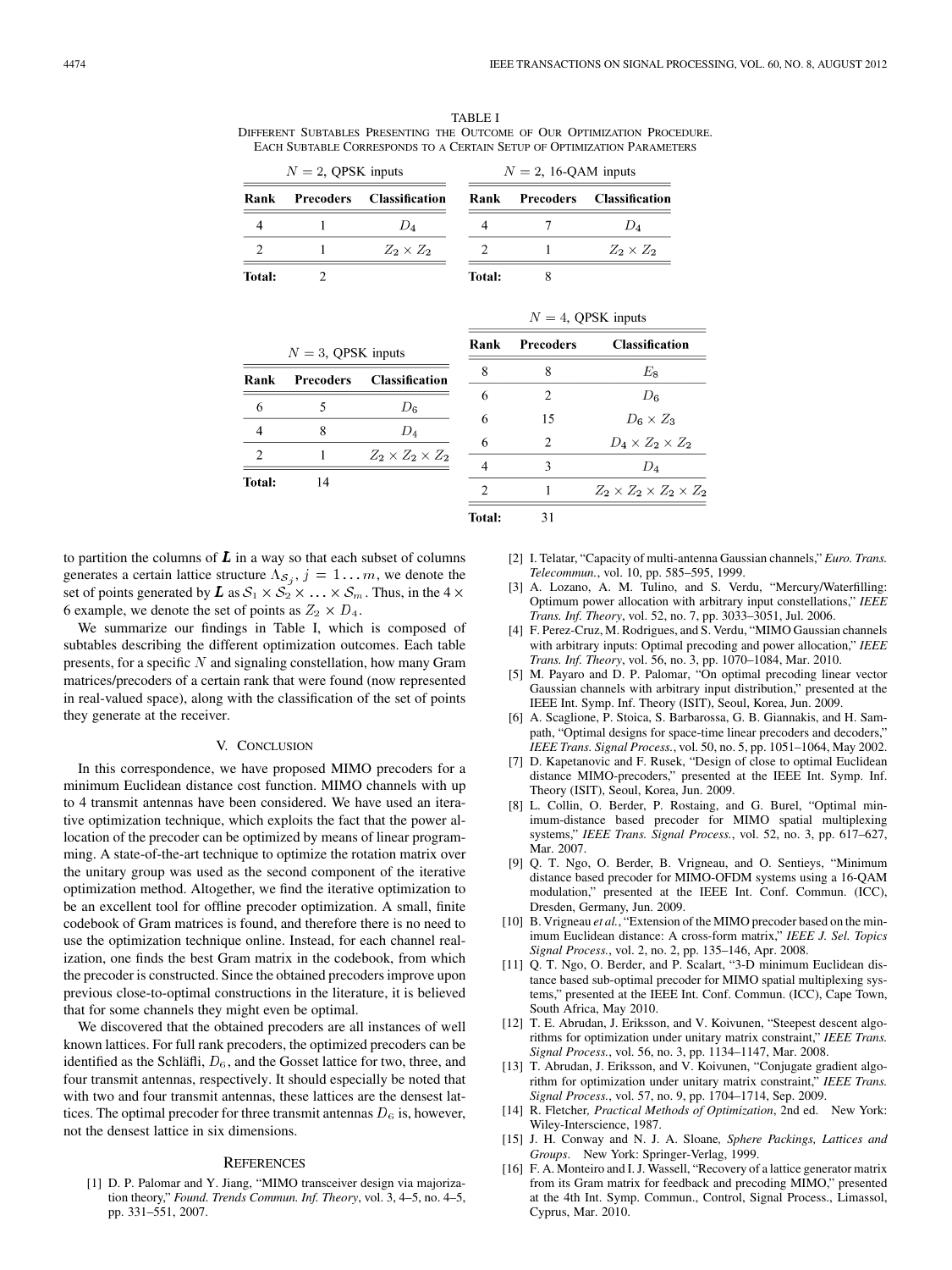TABLE I

DIFFERENT SUBTABLES PRESENTING THE OUTCOME OF OUR OPTIMIZATION PROCEDURE. EACH SUBTABLE CORRESPONDS TO A CERTAIN SETUP OF OPTIMIZATION PARAMETERS

$N = 2$, QPSK inputs

| Rank | Precoders | Classification |
|---|---|---|
| 4 | 1 | $D_4$ |
| 2 | 1 | $Z_2 \times Z_2$ |
| **Total:** | 2 | |

$N = 2$, 16-QAM inputs

| Rank | Precoders | Classification |
|---|---|---|
| 4 | 7 | $D_4$ |
| 2 | 1 | $Z_2 \times Z_2$ |
| **Total:** | 8 | |

$N = 3$, QPSK inputs

| Rank | Precoders | Classification |
|---|---|---|
| 6 | 5 | $D_6$ |
| 4 | 8 | $D_4$ |
| 2 | 1 | $Z_2 \times Z_2 \times Z_2$ |
| **Total:** | 14 | |

$N = 4$, QPSK inputs

| Rank | Precoders | Classification |
|---|---|---|
| 8 | 8 | $E_8$ |
| 6 | 2 | $D_6$ |
| 6 | 15 | $D_6 \times Z_3$ |
| 6 | 2 | $D_4 \times Z_2 \times Z_2$ |
| 4 | 3 | $D_4$ |
| 2 | 1 | $Z_2 \times Z_2 \times Z_2 \times Z_2$ |
| **Total:** | 31 | |

to partition the columns of $\boldsymbol{L}$ in a way so that each subset of columns generates a certain lattice structure $\Lambda_{\mathcal{S}_j}$, $j = 1 \ldots m$, we denote the set of points generated by $\boldsymbol{L}$ as $\mathcal{S}_1 \times \mathcal{S}_2 \times \ldots \times \mathcal{S}_m$. Thus, in the $4 \times 6$ example, we denote the set of points as $Z_2 \times D_4$.

We summarize our findings in Table I, which is composed of subtables describing the different optimization outcomes. Each table presents, for a specific $N$ and signaling constellation, how many Gram matrices/precoders of a certain rank that were found (now represented in real-valued space), along with the classification of the set of points they generate at the receiver.

## V. CONCLUSION

In this correspondence, we have proposed MIMO precoders for a minimum Euclidean distance cost function. MIMO channels with up to 4 transmit antennas have been considered. We have used an iterative optimization technique, which exploits the fact that the power allocation of the precoder can be optimized by means of linear programming. A state-of-the-art technique to optimize the rotation matrix over the unitary group was used as the second component of the iterative optimization method. Altogether, we find the iterative optimization to be an excellent tool for offline precoder optimization. A small, finite codebook of Gram matrices is found, and therefore there is no need to use the optimization technique online. Instead, for each channel realization, one finds the best Gram matrix in the codebook, from which the precoder is constructed. Since the obtained precoders improve upon previous close-to-optimal constructions in the literature, it is believed that for some channels they might even be optimal.

We discovered that the obtained precoders are all instances of well known lattices. For full rank precoders, the optimized precoders can be identified as the Schläfli, $D_6$, and the Gosset lattice for two, three, and four transmit antennas, respectively. It should especially be noted that with two and four transmit antennas, these lattices are the densest lattices. The optimal precoder for three transmit antennas $D_6$ is, however, not the densest lattice in six dimensions.

## REFERENCES

[1] D. P. Palomar and Y. Jiang, "MIMO transceiver design via majorization theory," *Found. Trends Commun. Inf. Theory*, vol. 3, 4–5, no. 4–5, pp. 331–551, 2007.

[2] I. Telatar, "Capacity of multi-antenna Gaussian channels," *Euro. Trans. Telecommun.*, vol. 10, pp. 585–595, 1999.

[3] A. Lozano, A. M. Tulino, and S. Verdu, "Mercury/Waterfilling: Optimum power allocation with arbitrary input constellations," *IEEE Trans. Inf. Theory*, vol. 52, no. 7, pp. 3033–3051, Jul. 2006.

[4] F. Perez-Cruz, M. Rodrigues, and S. Verdu, "MIMO Gaussian channels with arbitrary inputs: Optimal precoding and power allocation," *IEEE Trans. Inf. Theory*, vol. 56, no. 3, pp. 1070–1084, Mar. 2010.

[5] M. Payaro and D. P. Palomar, "On optimal precoding linear vector Gaussian channels with arbitrary input distribution," presented at the IEEE Int. Symp. Inf. Theory (ISIT), Seoul, Korea, Jun. 2009.

[6] A. Scaglione, P. Stoica, S. Barbarossa, G. B. Giannakis, and H. Sampath, "Optimal designs for space-time linear precoders and decoders," *IEEE Trans. Signal Process.*, vol. 50, no. 5, pp. 1051–1064, May 2002.

[7] D. Kapetanovic and F. Rusek, "Design of close to optimal Euclidean distance MIMO-precoders," presented at the IEEE Int. Symp. Inf. Theory (ISIT), Seoul, Korea, Jun. 2009.

[8] L. Collin, O. Berder, P. Rostaing, and G. Burel, "Optimal minimum-distance based precoder for MIMO spatial multiplexing systems," *IEEE Trans. Signal Process.*, vol. 52, no. 3, pp. 617–627, Mar. 2007.

[9] Q. T. Ngo, O. Berder, B. Vrigneau, and O. Sentieys, "Minimum distance based precoder for MIMO-OFDM systems using a 16-QAM modulation," presented at the IEEE Int. Conf. Commun. (ICC), Dresden, Germany, Jun. 2009.

[10] B. Vrigneau *et al.*, "Extension of the MIMO precoder based on the minimum Euclidean distance: A cross-form matrix," *IEEE J. Sel. Topics Signal Process.*, vol. 2, no. 2, pp. 135–146, Apr. 2008.

[11] Q. T. Ngo, O. Berder, and P. Scalart, "3-D minimum Euclidean distance based sub-optimal precoder for MIMO spatial multiplexing systems," presented at the IEEE Int. Conf. Commun. (ICC), Cape Town, South Africa, May 2010.

[12] T. E. Abrudan, J. Eriksson, and V. Koivunen, "Steepest descent algorithms for optimization under unitary matrix constraint," *IEEE Trans. Signal Process.*, vol. 56, no. 3, pp. 1134–1147, Mar. 2008.

[13] T. Abrudan, J. Eriksson, and V. Koivunen, "Conjugate gradient algorithm for optimization under unitary matrix constraint," *IEEE Trans. Signal Process.*, vol. 57, no. 9, pp. 1704–1714, Sep. 2009.

[14] R. Fletcher, *Practical Methods of Optimization*, 2nd ed. New York: Wiley-Interscience, 1987.

[15] J. H. Conway and N. J. A. Sloane, *Sphere Packings, Lattices and Groups*. New York: Springer-Verlag, 1999.

[16] F. A. Monteiro and I. J. Wassell, "Recovery of a lattice generator matrix from its Gram matrix for feedback and precoding MIMO," presented at the 4th Int. Symp. Commun., Control, Signal Process., Limassol, Cyprus, Mar. 2010.